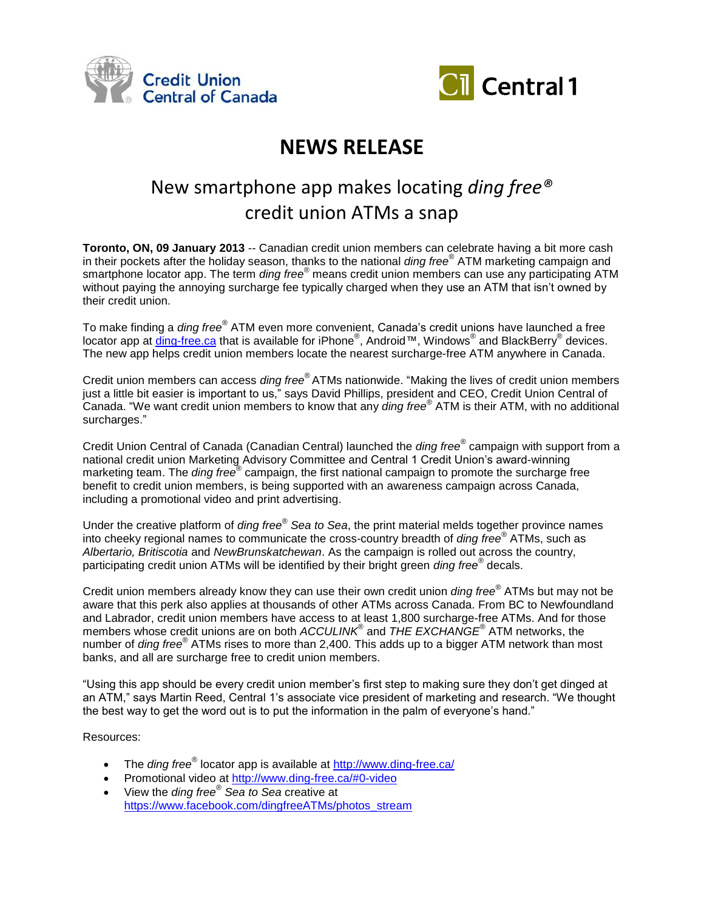Credit Union Central of Canada

Central 1

# NEWS RELEASE

## New smartphone app makes locating *ding free®* credit union ATMs a snap

**Toronto, ON, 09 January 2013** -- Canadian credit union members can celebrate having a bit more cash in their pockets after the holiday season, thanks to the national *ding free®* ATM marketing campaign and smartphone locator app. The term *ding free®* means credit union members can use any participating ATM without paying the annoying surcharge fee typically charged when they use an ATM that isn't owned by their credit union.

To make finding a *ding free®* ATM even more convenient, Canada's credit unions have launched a free locator app at [ding-free.ca](http://www.ding-free.ca) that is available for iPhone®, Android™, Windows® and BlackBerry® devices. The new app helps credit union members locate the nearest surcharge-free ATM anywhere in Canada.

Credit union members can access *ding free®* ATMs nationwide. "Making the lives of credit union members just a little bit easier is important to us," says David Phillips, president and CEO, Credit Union Central of Canada. "We want credit union members to know that any *ding free®* ATM is their ATM, with no additional surcharges."

Credit Union Central of Canada (Canadian Central) launched the *ding free®* campaign with support from a national credit union Marketing Advisory Committee and Central 1 Credit Union's award-winning marketing team. The *ding free®* campaign, the first national campaign to promote the surcharge free benefit to credit union members, is being supported with an awareness campaign across Canada, including a promotional video and print advertising.

Under the creative platform of *ding free® Sea to Sea*, the print material melds together province names into cheeky regional names to communicate the cross-country breadth of *ding free®* ATMs, such as *Albertario, Britiscotia* and *NewBrunskatchewan*. As the campaign is rolled out across the country, participating credit union ATMs will be identified by their bright green *ding free®* decals.

Credit union members already know they can use their own credit union *ding free®* ATMs but may not be aware that this perk also applies at thousands of other ATMs across Canada. From BC to Newfoundland and Labrador, credit union members have access to at least 1,800 surcharge-free ATMs. And for those members whose credit unions are on both *ACCULINK®* and *THE EXCHANGE®* ATM networks, the number of *ding free®* ATMs rises to more than 2,400. This adds up to a bigger ATM network than most banks, and all are surcharge free to credit union members.

"Using this app should be every credit union member's first step to making sure they don't get dinged at an ATM," says Martin Reed, Central 1's associate vice president of marketing and research. "We thought the best way to get the word out is to put the information in the palm of everyone's hand."

Resources:

- The *ding free®* locator app is available at [http://www.ding-free.ca/](http://www.ding-free.ca/)
- Promotional video at [http://www.ding-free.ca/#0-video](http://www.ding-free.ca/#0-video)
- View the *ding free® Sea to Sea* creative at [https://www.facebook.com/dingfreeATMs/photos_stream](https://www.facebook.com/dingfreeATMs/photos_stream)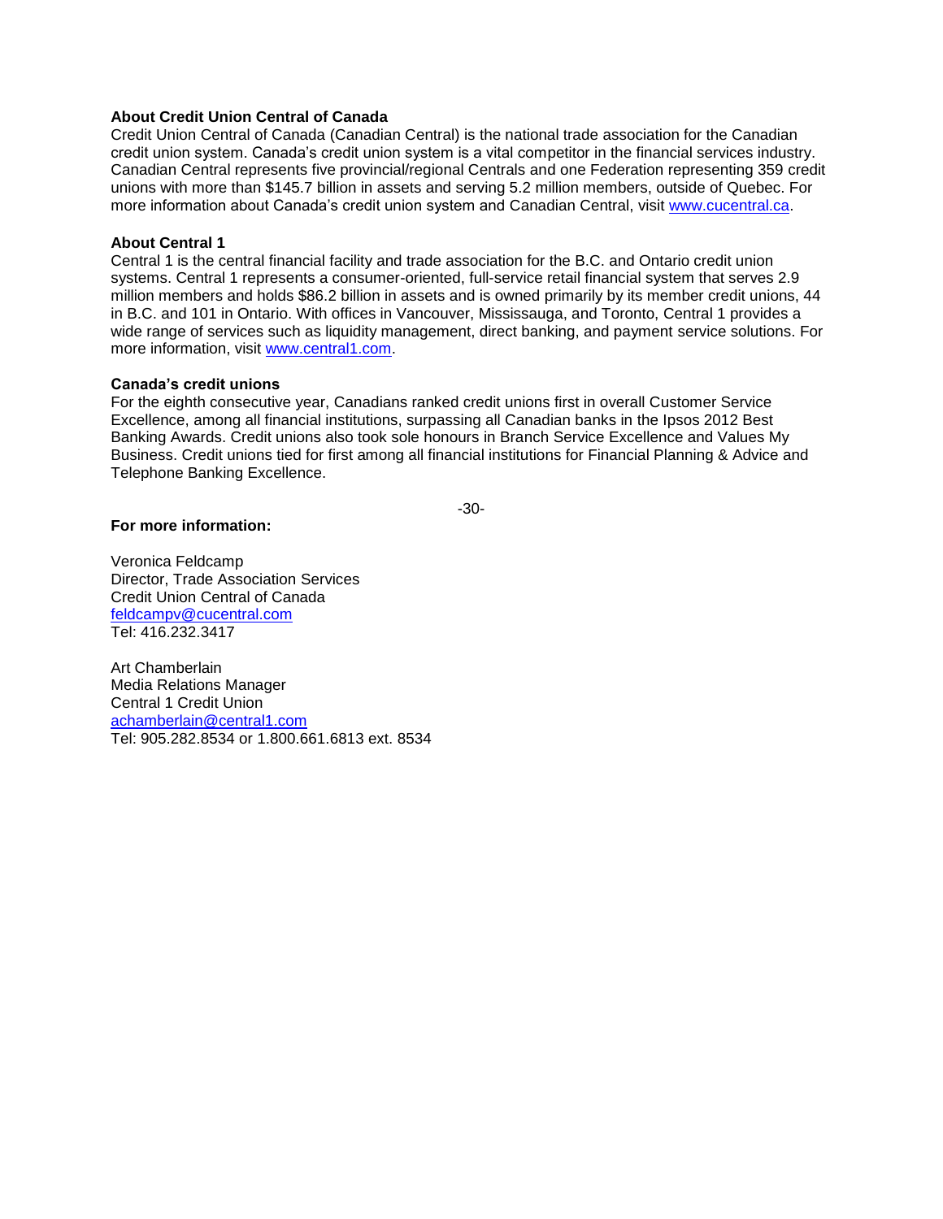**About Credit Union Central of Canada**

Credit Union Central of Canada (Canadian Central) is the national trade association for the Canadian credit union system. Canada's credit union system is a vital competitor in the financial services industry. Canadian Central represents five provincial/regional Centrals and one Federation representing 359 credit unions with more than $145.7 billion in assets and serving 5.2 million members, outside of Quebec. For more information about Canada's credit union system and Canadian Central, visit www.cucentral.ca.

**About Central 1**

Central 1 is the central financial facility and trade association for the B.C. and Ontario credit union systems. Central 1 represents a consumer-oriented, full-service retail financial system that serves 2.9 million members and holds $86.2 billion in assets and is owned primarily by its member credit unions, 44 in B.C. and 101 in Ontario. With offices in Vancouver, Mississauga, and Toronto, Central 1 provides a wide range of services such as liquidity management, direct banking, and payment service solutions. For more information, visit www.central1.com.

**Canada's credit unions**

For the eighth consecutive year, Canadians ranked credit unions first in overall Customer Service Excellence, among all financial institutions, surpassing all Canadian banks in the Ipsos 2012 Best Banking Awards. Credit unions also took sole honours in Branch Service Excellence and Values My Business. Credit unions tied for first among all financial institutions for Financial Planning & Advice and Telephone Banking Excellence.

-30-

**For more information:**

Veronica Feldcamp
Director, Trade Association Services
Credit Union Central of Canada
feldcampv@cucentral.com
Tel: 416.232.3417

Art Chamberlain
Media Relations Manager
Central 1 Credit Union
achamberlain@central1.com
Tel: 905.282.8534 or 1.800.661.6813 ext. 8534